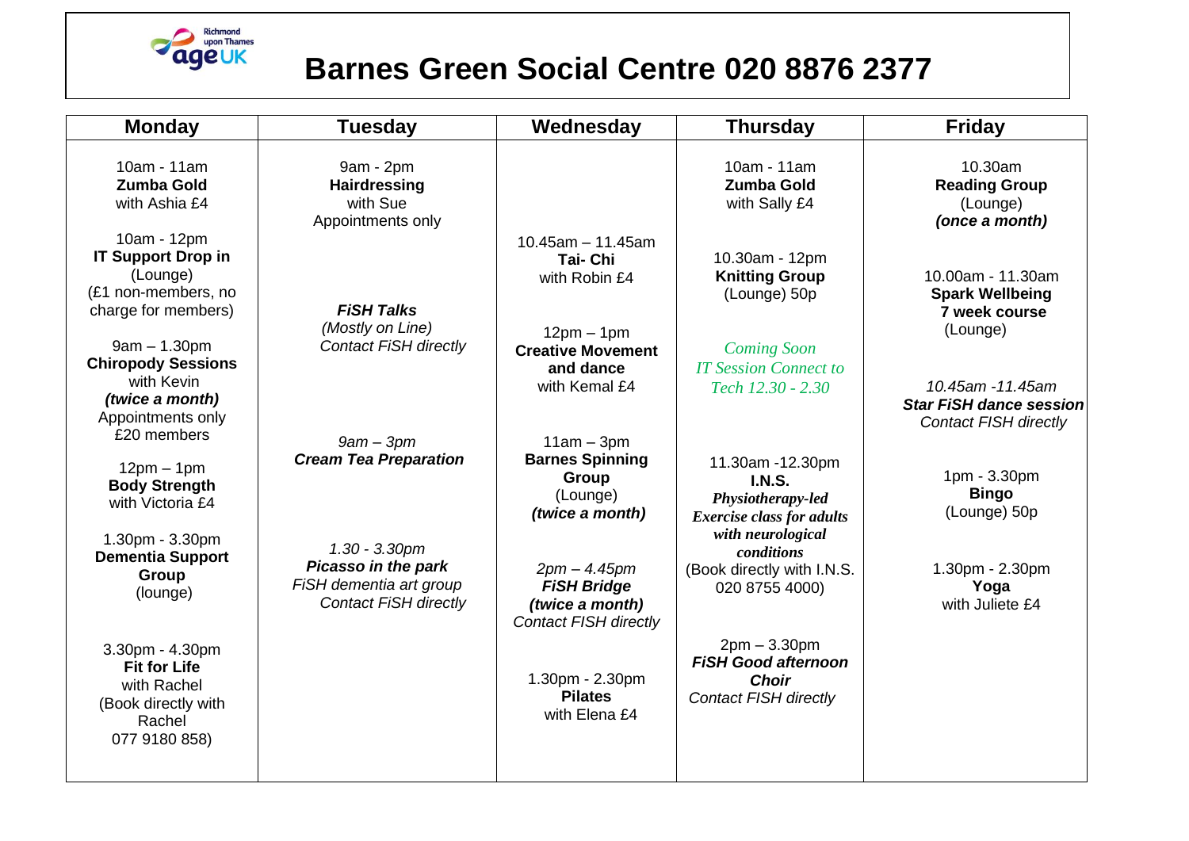# Barnes Green Social Centre 020 8876 2377

| Monday | Tuesday | Wednesday | Thursday | Friday |
|---|---|---|---|---|
| 10am - 11am<br>**Zumba Gold**<br>with Ashia £4 | 9am - 2pm<br>**Hairdressing**<br>with Sue<br>Appointments only | 10.45am – 11.45am<br>**Tai- Chi**<br>with Robin £4 | 10am - 11am<br>**Zumba Gold**<br>with Sally £4 | 10.30am<br>**Reading Group**<br>(Lounge)<br>***(once a month)*** |
| 10am - 12pm<br>**IT Support Drop in**<br>(Lounge)<br>(£1 non-members, no charge for members) | ***FiSH Talks***<br>*(Mostly on Line)*<br>*Contact FiSH directly* | 12pm – 1pm<br>**Creative Movement and dance**<br>with Kemal £4 | 10.30am - 12pm<br>**Knitting Group**<br>(Lounge) 50p | 10.00am - 11.30am<br>**Spark Wellbeing**<br>**7 week course**<br>(Lounge) |
| 9am – 1.30pm<br>**Chiropody Sessions**<br>with Kevin<br>***(twice a month)***<br>Appointments only<br>£20 members | *9am – 3pm*<br>***Cream Tea Preparation*** | 11am – 3pm<br>**Barnes Spinning Group**<br>(Lounge)<br>***(twice a month)*** | *Coming Soon*<br>*IT Session Connect to Tech 12.30 - 2.30* | *10.45am -11.45am*<br>***Star FiSH dance session***<br>*Contact FISH directly* |
| 12pm – 1pm<br>**Body Strength**<br>with Victoria £4 | *1.30 - 3.30pm*<br>***Picasso in the park***<br>*FiSH dementia art group*<br>*Contact FiSH directly* | *2pm – 4.45pm*<br>***FiSH Bridge***<br>***(twice a month)***<br>*Contact FISH directly* | 11.30am -12.30pm<br>**I.N.S.**<br>***Physiotherapy-led Exercise class for adults with neurological conditions***<br>(Book directly with I.N.S. 020 8755 4000) | 1pm - 3.30pm<br>**Bingo**<br>(Lounge) 50p |
| 1.30pm - 3.30pm<br>**Dementia Support Group**<br>(lounge) | | 1.30pm - 2.30pm<br>**Pilates**<br>with Elena £4 | 2pm – 3.30pm<br>***FiSH Good afternoon Choir***<br>*Contact FISH directly* | 1.30pm - 2.30pm<br>**Yoga**<br>with Juliete £4 |
| 3.30pm - 4.30pm<br>**Fit for Life**<br>with Rachel<br>(Book directly with Rachel<br>077 9180 858) | | | | |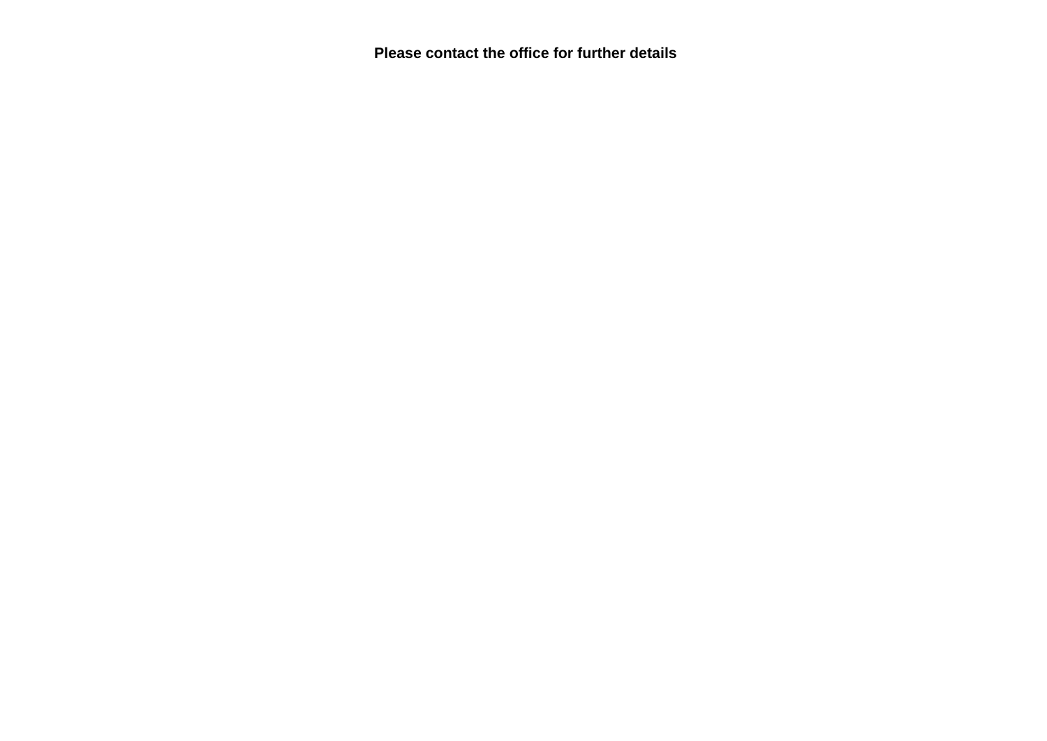**Please contact the office for further details**